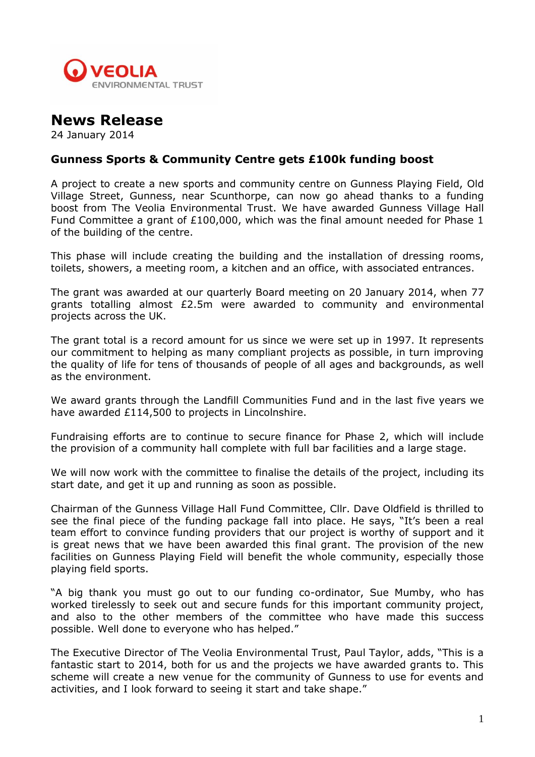VEOLIA
ENVIRONMENTAL TRUST

# News Release

24 January 2014

### Gunness Sports & Community Centre gets £100k funding boost

A project to create a new sports and community centre on Gunness Playing Field, Old Village Street, Gunness, near Scunthorpe, can now go ahead thanks to a funding boost from The Veolia Environmental Trust. We have awarded Gunness Village Hall Fund Committee a grant of £100,000, which was the final amount needed for Phase 1 of the building of the centre.

This phase will include creating the building and the installation of dressing rooms, toilets, showers, a meeting room, a kitchen and an office, with associated entrances.

The grant was awarded at our quarterly Board meeting on 20 January 2014, when 77 grants totalling almost £2.5m were awarded to community and environmental projects across the UK.

The grant total is a record amount for us since we were set up in 1997. It represents our commitment to helping as many compliant projects as possible, in turn improving the quality of life for tens of thousands of people of all ages and backgrounds, as well as the environment.

We award grants through the Landfill Communities Fund and in the last five years we have awarded £114,500 to projects in Lincolnshire.

Fundraising efforts are to continue to secure finance for Phase 2, which will include the provision of a community hall complete with full bar facilities and a large stage.

We will now work with the committee to finalise the details of the project, including its start date, and get it up and running as soon as possible.

Chairman of the Gunness Village Hall Fund Committee, Cllr. Dave Oldfield is thrilled to see the final piece of the funding package fall into place. He says, "It's been a real team effort to convince funding providers that our project is worthy of support and it is great news that we have been awarded this final grant. The provision of the new facilities on Gunness Playing Field will benefit the whole community, especially those playing field sports.

"A big thank you must go out to our funding co-ordinator, Sue Mumby, who has worked tirelessly to seek out and secure funds for this important community project, and also to the other members of the committee who have made this success possible. Well done to everyone who has helped."

The Executive Director of The Veolia Environmental Trust, Paul Taylor, adds, "This is a fantastic start to 2014, both for us and the projects we have awarded grants to. This scheme will create a new venue for the community of Gunness to use for events and activities, and I look forward to seeing it start and take shape."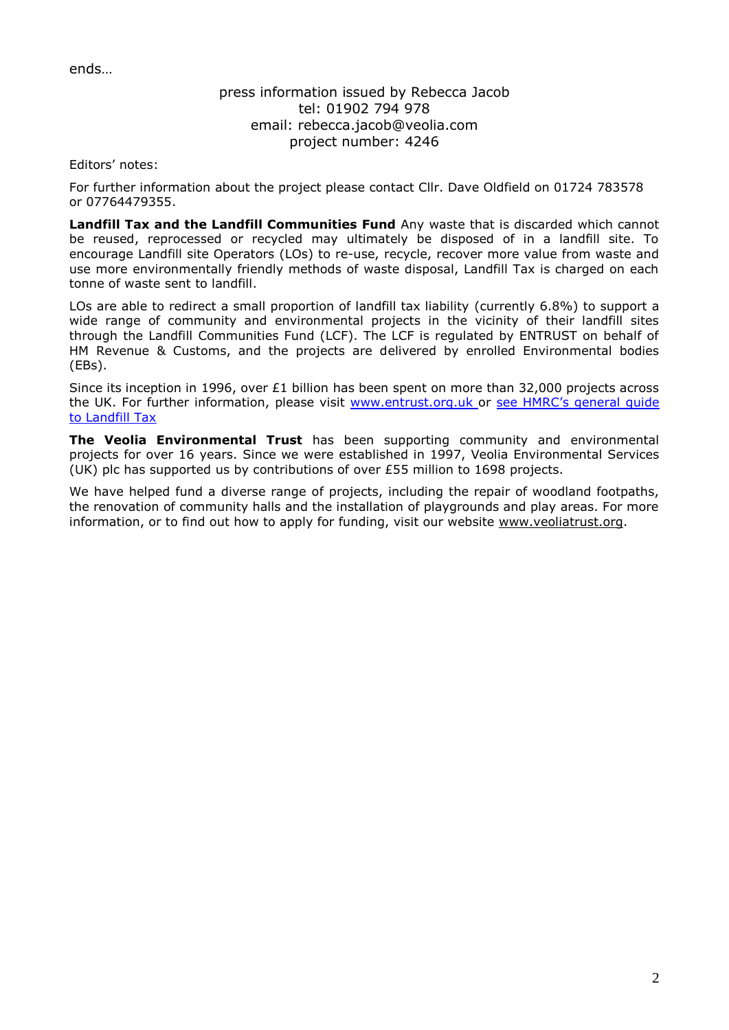ends…

press information issued by Rebecca Jacob
tel: 01902 794 978
email: rebecca.jacob@veolia.com
project number: 4246

Editors' notes:

For further information about the project please contact Cllr. Dave Oldfield on 01724 783578 or 07764479355.

**Landfill Tax and the Landfill Communities Fund** Any waste that is discarded which cannot be reused, reprocessed or recycled may ultimately be disposed of in a landfill site. To encourage Landfill site Operators (LOs) to re-use, recycle, recover more value from waste and use more environmentally friendly methods of waste disposal, Landfill Tax is charged on each tonne of waste sent to landfill.

LOs are able to redirect a small proportion of landfill tax liability (currently 6.8%) to support a wide range of community and environmental projects in the vicinity of their landfill sites through the Landfill Communities Fund (LCF). The LCF is regulated by ENTRUST on behalf of HM Revenue & Customs, and the projects are delivered by enrolled Environmental bodies (EBs).

Since its inception in 1996, over £1 billion has been spent on more than 32,000 projects across the UK. For further information, please visit www.entrust.org.uk or see HMRC's general guide to Landfill Tax

**The Veolia Environmental Trust** has been supporting community and environmental projects for over 16 years. Since we were established in 1997, Veolia Environmental Services (UK) plc has supported us by contributions of over £55 million to 1698 projects.

We have helped fund a diverse range of projects, including the repair of woodland footpaths, the renovation of community halls and the installation of playgrounds and play areas. For more information, or to find out how to apply for funding, visit our website www.veoliatrust.org.